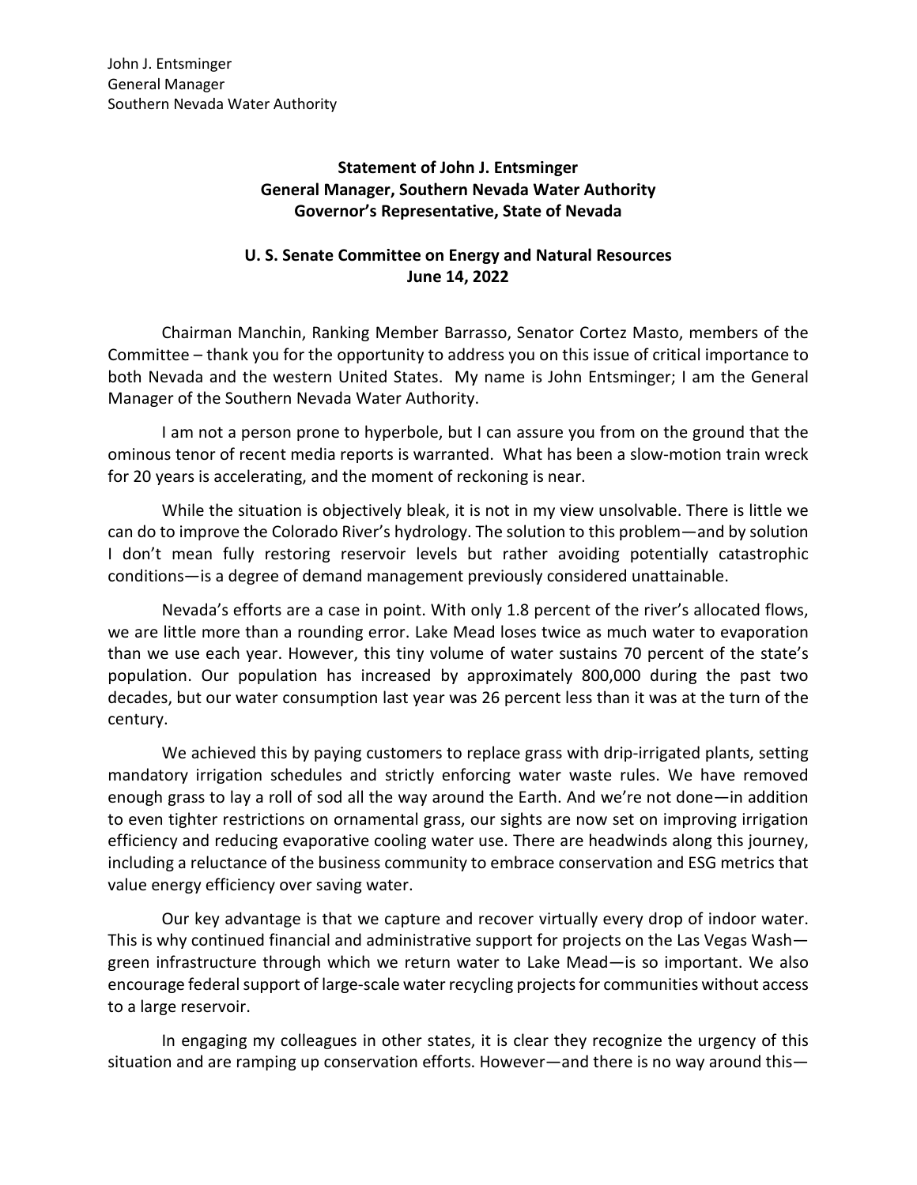John J. Entsminger
General Manager
Southern Nevada Water Authority

**Statement of John J. Entsminger**
**General Manager, Southern Nevada Water Authority**
**Governor's Representative, State of Nevada**

**U. S. Senate Committee on Energy and Natural Resources**
**June 14, 2022**

Chairman Manchin, Ranking Member Barrasso, Senator Cortez Masto, members of the Committee – thank you for the opportunity to address you on this issue of critical importance to both Nevada and the western United States. My name is John Entsminger; I am the General Manager of the Southern Nevada Water Authority.

I am not a person prone to hyperbole, but I can assure you from on the ground that the ominous tenor of recent media reports is warranted. What has been a slow-motion train wreck for 20 years is accelerating, and the moment of reckoning is near.

While the situation is objectively bleak, it is not in my view unsolvable. There is little we can do to improve the Colorado River's hydrology. The solution to this problem—and by solution I don't mean fully restoring reservoir levels but rather avoiding potentially catastrophic conditions—is a degree of demand management previously considered unattainable.

Nevada's efforts are a case in point. With only 1.8 percent of the river's allocated flows, we are little more than a rounding error. Lake Mead loses twice as much water to evaporation than we use each year. However, this tiny volume of water sustains 70 percent of the state's population. Our population has increased by approximately 800,000 during the past two decades, but our water consumption last year was 26 percent less than it was at the turn of the century.

We achieved this by paying customers to replace grass with drip-irrigated plants, setting mandatory irrigation schedules and strictly enforcing water waste rules. We have removed enough grass to lay a roll of sod all the way around the Earth. And we're not done—in addition to even tighter restrictions on ornamental grass, our sights are now set on improving irrigation efficiency and reducing evaporative cooling water use. There are headwinds along this journey, including a reluctance of the business community to embrace conservation and ESG metrics that value energy efficiency over saving water.

Our key advantage is that we capture and recover virtually every drop of indoor water. This is why continued financial and administrative support for projects on the Las Vegas Wash—green infrastructure through which we return water to Lake Mead—is so important. We also encourage federal support of large-scale water recycling projects for communities without access to a large reservoir.

In engaging my colleagues in other states, it is clear they recognize the urgency of this situation and are ramping up conservation efforts. However—and there is no way around this—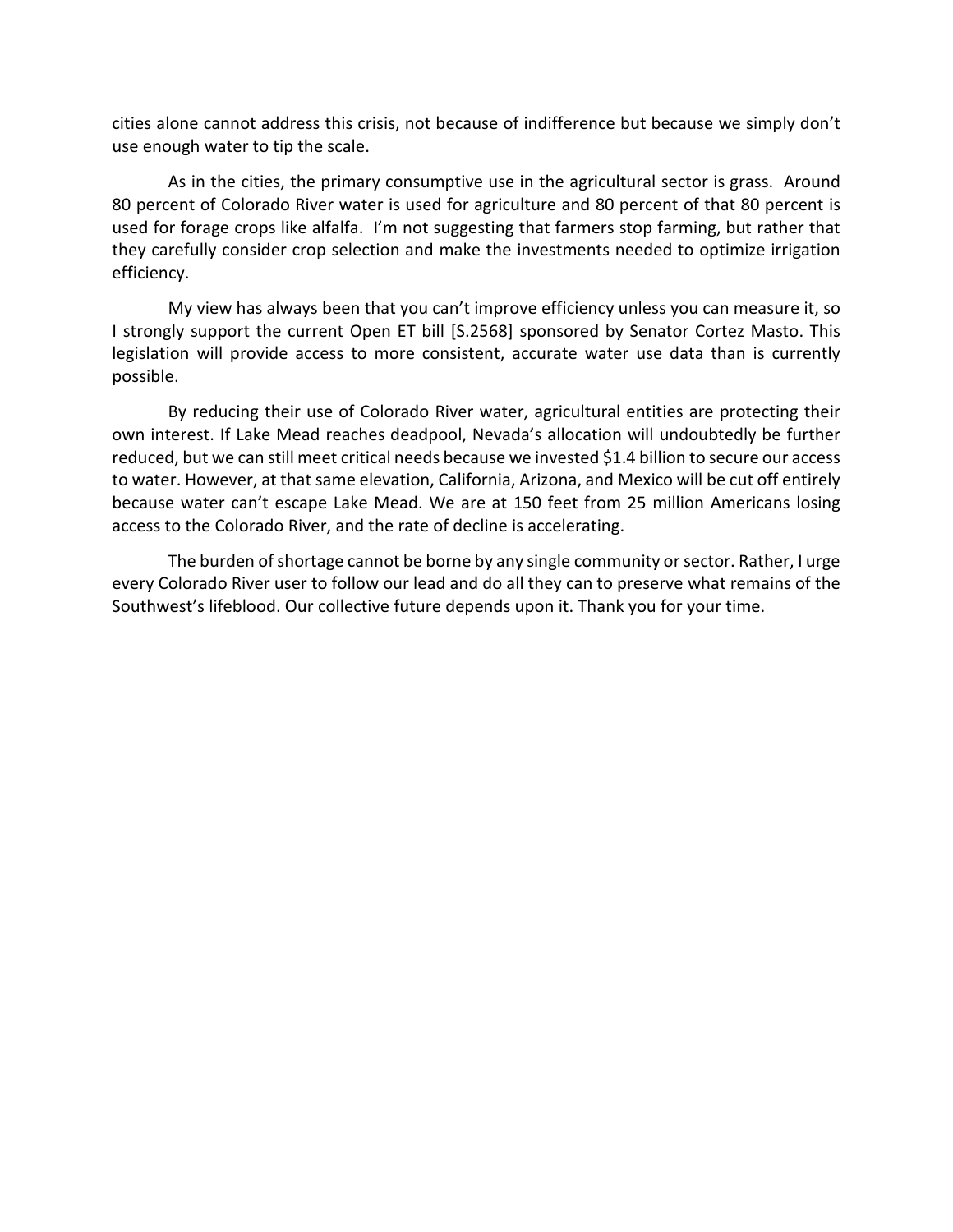cities alone cannot address this crisis, not because of indifference but because we simply don't use enough water to tip the scale.

As in the cities, the primary consumptive use in the agricultural sector is grass. Around 80 percent of Colorado River water is used for agriculture and 80 percent of that 80 percent is used for forage crops like alfalfa. I'm not suggesting that farmers stop farming, but rather that they carefully consider crop selection and make the investments needed to optimize irrigation efficiency.

My view has always been that you can't improve efficiency unless you can measure it, so I strongly support the current Open ET bill [S.2568] sponsored by Senator Cortez Masto. This legislation will provide access to more consistent, accurate water use data than is currently possible.

By reducing their use of Colorado River water, agricultural entities are protecting their own interest. If Lake Mead reaches deadpool, Nevada's allocation will undoubtedly be further reduced, but we can still meet critical needs because we invested $1.4 billion to secure our access to water. However, at that same elevation, California, Arizona, and Mexico will be cut off entirely because water can't escape Lake Mead. We are at 150 feet from 25 million Americans losing access to the Colorado River, and the rate of decline is accelerating.

The burden of shortage cannot be borne by any single community or sector. Rather, I urge every Colorado River user to follow our lead and do all they can to preserve what remains of the Southwest's lifeblood. Our collective future depends upon it. Thank you for your time.